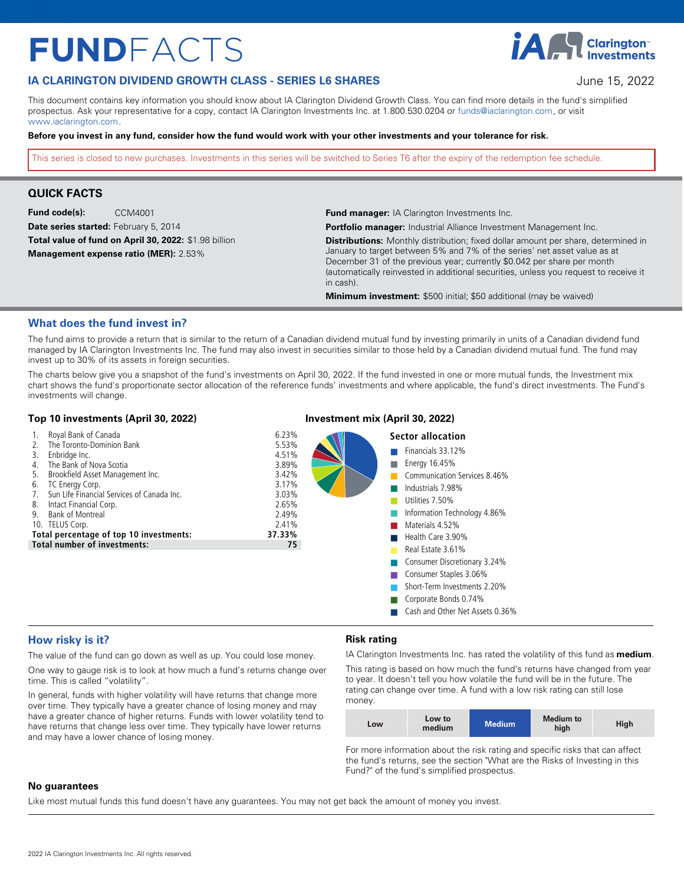# FUNDFACTS

iA Clarington Investments

## IA CLARINGTON DIVIDEND GROWTH CLASS - SERIES L6 SHARES

June 15, 2022

This document contains key information you should know about IA Clarington Dividend Growth Class. You can find more details in the fund's simplified prospectus. Ask your representative for a copy, contact IA Clarington Investments Inc. at 1.800.530.0204 or funds@iaclarington.com, or visit www.iaclarington.com.

**Before you invest in any fund, consider how the fund would work with your other investments and your tolerance for risk.**

This series is closed to new purchases. Investments in this series will be switched to Series T6 after the expiry of the redemption fee schedule.

## QUICK FACTS

**Fund code(s):** CCM4001

**Date series started:** February 5, 2014

**Total value of fund on April 30, 2022:** $1.98 billion

**Management expense ratio (MER):** 2.53%

**Fund manager:** IA Clarington Investments Inc.

**Portfolio manager:** Industrial Alliance Investment Management Inc.

**Distributions:** Monthly distribution; fixed dollar amount per share, determined in January to target between 5% and 7% of the series' net asset value as at December 31 of the previous year; currently $0.042 per share per month (automatically reinvested in additional securities, unless you request to receive it in cash).

**Minimum investment:** $500 initial; $50 additional (may be waived)

## What does the fund invest in?

The fund aims to provide a return that is similar to the return of a Canadian dividend mutual fund by investing primarily in units of a Canadian dividend fund managed by IA Clarington Investments Inc. The fund may also invest in securities similar to those held by a Canadian dividend mutual fund. The fund may invest up to 30% of its assets in foreign securities.

The charts below give you a snapshot of the fund's investments on April 30, 2022. If the fund invested in one or more mutual funds, the Investment mix chart shows the fund's proportionate sector allocation of the reference funds' investments and where applicable, the fund's direct investments. The Fund's investments will change.

### Top 10 investments (April 30, 2022)

| | | |
|---|---|---|
| 1. | Royal Bank of Canada | 6.23% |
| 2. | The Toronto-Dominion Bank | 5.53% |
| 3. | Enbridge Inc. | 4.51% |
| 4. | The Bank of Nova Scotia | 3.89% |
| 5. | Brookfield Asset Management Inc. | 3.42% |
| 6. | TC Energy Corp. | 3.17% |
| 7. | Sun Life Financial Services of Canada Inc. | 3.03% |
| 8. | Intact Financial Corp. | 2.65% |
| 9. | Bank of Montreal | 2.49% |
| 10. | TELUS Corp. | 2.41% |
| **Total percentage of top 10 investments:** | | **37.33%** |
| **Total number of investments:** | | **75** |

### Investment mix (April 30, 2022)

Sector allocation

Financials 33.12%
Energy 16.45%
Communication Services 8.46%
Industrials 7.98%
Utilities 7.50%
Information Technology 4.86%
Materials 4.52%
Health Care 3.90%
Real Estate 3.61%
Consumer Discretionary 3.24%
Consumer Staples 3.06%
Short-Term Investments 2.20%
Corporate Bonds 0.74%
Cash and Other Net Assets 0.36%

## How risky is it?

The value of the fund can go down as well as up. You could lose money.

One way to gauge risk is to look at how much a fund's returns change over time. This is called "volatility".

In general, funds with higher volatility will have returns that change more over time. They typically have a greater chance of losing money and may have a greater chance of higher returns. Funds with lower volatility tend to have returns that change less over time. They typically have lower returns and may have a lower chance of losing money.

### Risk rating

IA Clarington Investments Inc. has rated the volatility of this fund as **medium**.

This rating is based on how much the fund's returns have changed from year to year. It doesn't tell you how volatile the fund will be in the future. The rating can change over time. A fund with a low risk rating can still lose money.

| Low | Low to medium | **Medium** | Medium to high | High |
|---|---|---|---|---|

For more information about the risk rating and specific risks that can affect the fund's returns, see the section "What are the Risks of Investing in this Fund?" of the fund's simplified prospectus.

### No guarantees

Like most mutual funds this fund doesn't have any guarantees. You may not get back the amount of money you invest.

2022 IA Clarington Investments Inc. All rights reserved.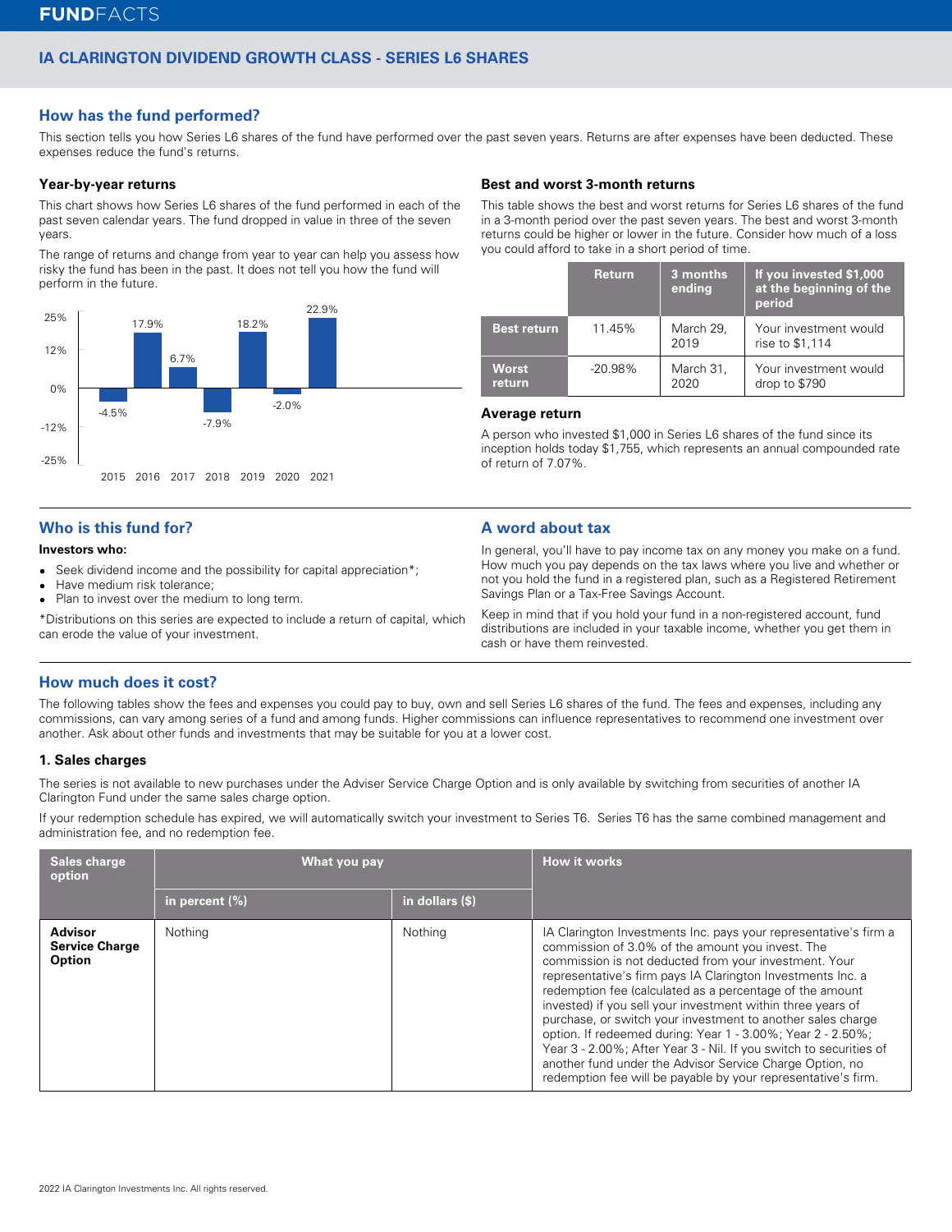# FUNDFACTS

## IA CLARINGTON DIVIDEND GROWTH CLASS - SERIES L6 SHARES

## How has the fund performed?

This section tells you how Series L6 shares of the fund have performed over the past seven years. Returns are after expenses have been deducted. These expenses reduce the fund's returns.

### Year-by-year returns

This chart shows how Series L6 shares of the fund performed in each of the past seven calendar years. The fund dropped in value in three of the seven years.

The range of returns and change from year to year can help you assess how risky the fund has been in the past. It does not tell you how the fund will perform in the future.

25%
12%
0%
-12%
-25%

-4.5%
17.9%
6.7%
-7.9%
18.2%
-2.0%
22.9%

2015 2016 2017 2018 2019 2020 2021

### Best and worst 3-month returns

This table shows the best and worst returns for Series L6 shares of the fund in a 3-month period over the past seven years. The best and worst 3-month returns could be higher or lower in the future. Consider how much of a loss you could afford to take in a short period of time.

| | Return | 3 months ending | If you invested $1,000 at the beginning of the period |
|---|---|---|---|
| **Best return** | 11.45% | March 29, 2019 | Your investment would rise to $1,114 |
| **Worst return** | -20.98% | March 31, 2020 | Your investment would drop to $790 |

### Average return

A person who invested $1,000 in Series L6 shares of the fund since its inception holds today $1,755, which represents an annual compounded rate of return of 7.07%.

## Who is this fund for?

**Investors who:**

- Seek dividend income and the possibility for capital appreciation*;
- Have medium risk tolerance;
- Plan to invest over the medium to long term.

*Distributions on this series are expected to include a return of capital, which can erode the value of your investment.

## A word about tax

In general, you'll have to pay income tax on any money you make on a fund. How much you pay depends on the tax laws where you live and whether or not you hold the fund in a registered plan, such as a Registered Retirement Savings Plan or a Tax-Free Savings Account.

Keep in mind that if you hold your fund in a non-registered account, fund distributions are included in your taxable income, whether you get them in cash or have them reinvested.

## How much does it cost?

The following tables show the fees and expenses you could pay to buy, own and sell Series L6 shares of the fund. The fees and expenses, including any commissions, can vary among series of a fund and among funds. Higher commissions can influence representatives to recommend one investment over another. Ask about other funds and investments that may be suitable for you at a lower cost.

### 1. Sales charges

The series is not available to new purchases under the Adviser Service Charge Option and is only available by switching from securities of another IA Clarington Fund under the same sales charge option.

If your redemption schedule has expired, we will automatically switch your investment to Series T6. Series T6 has the same combined management and administration fee, and no redemption fee.

| Sales charge option | What you pay | | How it works |
|---|---|---|---|
| | in percent (%) | in dollars ($) | |
| **Advisor Service Charge Option** | Nothing | Nothing | IA Clarington Investments Inc. pays your representative's firm a commission of 3.0% of the amount you invest. The commission is not deducted from your investment. Your representative's firm pays IA Clarington Investments Inc. a redemption fee (calculated as a percentage of the amount invested) if you sell your investment within three years of purchase, or switch your investment to another sales charge option. If redeemed during: Year 1 - 3.00%; Year 2 - 2.50%; Year 3 - 2.00%; After Year 3 - Nil. If you switch to securities of another fund under the Advisor Service Charge Option, no redemption fee will be payable by your representative's firm. |

2022 IA Clarington Investments Inc. All rights reserved.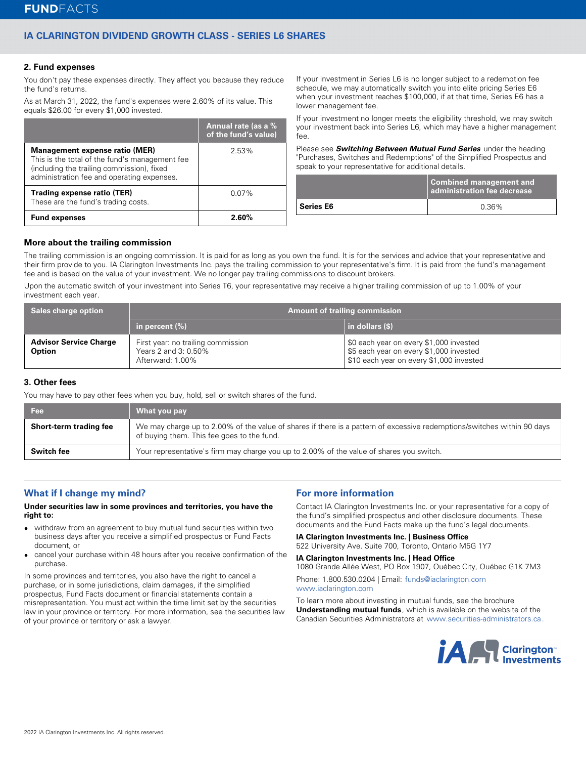## IA CLARINGTON DIVIDEND GROWTH CLASS - SERIES L6 SHARES

### 2. Fund expenses

You don't pay these expenses directly. They affect you because they reduce the fund's returns.

As at March 31, 2022, the fund's expenses were 2.60% of its value. This equals $26.00 for every $1,000 invested.

| | Annual rate (as a % of the fund's value) |
|---|---|
| **Management expense ratio (MER)** This is the total of the fund's management fee (including the trailing commission), fixed administration fee and operating expenses. | 2.53% |
| **Trading expense ratio (TER)** These are the fund's trading costs. | 0.07% |
| **Fund expenses** | **2.60%** |

If your investment in Series L6 is no longer subject to a redemption fee schedule, we may automatically switch you into elite pricing Series E6 when your investment reaches $100,000, if at that time, Series E6 has a lower management fee.

If your investment no longer meets the eligibility threshold, we may switch your investment back into Series L6, which may have a higher management fee.

Please see ***Switching Between Mutual Fund Series*** under the heading "Purchases, Switches and Redemptions" of the Simplified Prospectus and speak to your representative for additional details.

| | Combined management and administration fee decrease |
|---|---|
| **Series E6** | 0.36% |

### More about the trailing commission

The trailing commission is an ongoing commission. It is paid for as long as you own the fund. It is for the services and advice that your representative and their firm provide to you. IA Clarington Investments Inc. pays the trailing commission to your representative's firm. It is paid from the fund's management fee and is based on the value of your investment. We no longer pay trailing commissions to discount brokers.

Upon the automatic switch of your investment into Series T6, your representative may receive a higher trailing commission of up to 1.00% of your investment each year.

| Sales charge option | Amount of trailing commission | |
|---|---|---|
| | in percent (%) | in dollars ($) |
| **Advisor Service Charge Option** | First year: no trailing commission<br>Years 2 and 3: 0.50%<br>Afterward: 1.00% | $0 each year on every $1,000 invested<br>$5 each year on every $1,000 invested<br>$10 each year on every $1,000 invested |

### 3. Other fees

You may have to pay other fees when you buy, hold, sell or switch shares of the fund.

| Fee | What you pay |
|---|---|
| **Short-term trading fee** | We may charge up to 2.00% of the value of shares if there is a pattern of excessive redemptions/switches within 90 days of buying them. This fee goes to the fund. |
| **Switch fee** | Your representative's firm may charge you up to 2.00% of the value of shares you switch. |

## What if I change my mind?

**Under securities law in some provinces and territories, you have the right to:**

- withdraw from an agreement to buy mutual fund securities within two business days after you receive a simplified prospectus or Fund Facts document, or
- cancel your purchase within 48 hours after you receive confirmation of the purchase.

In some provinces and territories, you also have the right to cancel a purchase, or in some jurisdictions, claim damages, if the simplified prospectus, Fund Facts document or financial statements contain a misrepresentation. You must act within the time limit set by the securities law in your province or territory. For more information, see the securities law of your province or territory or ask a lawyer.

## For more information

Contact IA Clarington Investments Inc. or your representative for a copy of the fund's simplified prospectus and other disclosure documents. These documents and the Fund Facts make up the fund's legal documents.

**IA Clarington Investments Inc. | Business Office**
522 University Ave. Suite 700, Toronto, Ontario M5G 1Y7

**IA Clarington Investments Inc. | Head Office**
1080 Grande Allée West, PO Box 1907, Québec City, Québec G1K 7M3

Phone: 1.800.530.0204 | Email: funds@iaclarington.com
www.iaclarington.com

To learn more about investing in mutual funds, see the brochure **Understanding mutual funds**, which is available on the website of the Canadian Securities Administrators at www.securities-administrators.ca.

2022 IA Clarington Investments Inc. All rights reserved.